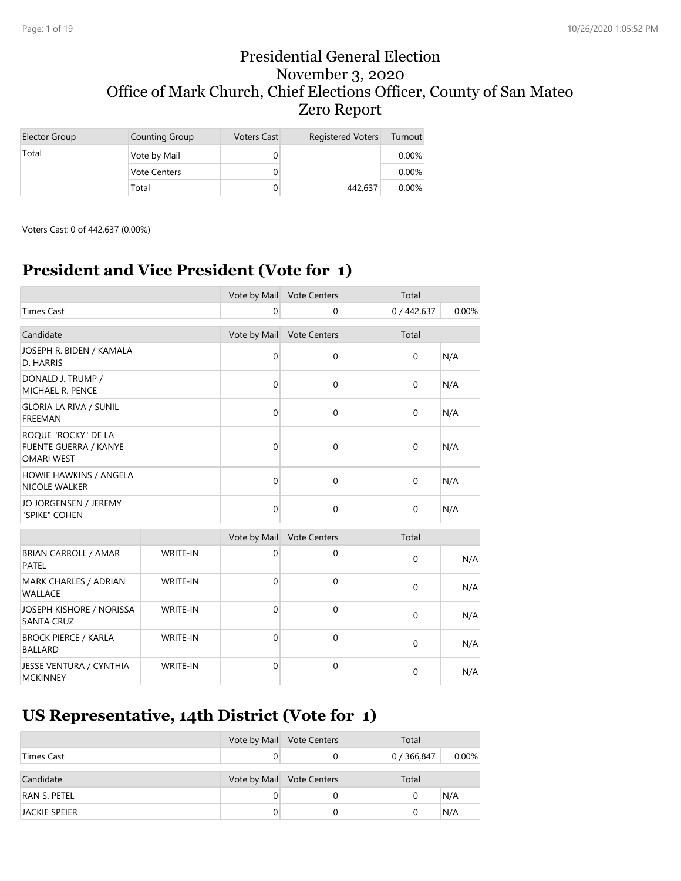# Presidential General Election
# November 3, 2020
# Office of Mark Church, Chief Elections Officer, County of San Mateo
# Zero Report

| Elector Group | Counting Group | Voters Cast | Registered Voters | Turnout |
|---|---|---|---|---|
| Total | Vote by Mail | 0 | | 0.00% |
| | Vote Centers | 0 | | 0.00% |
| | Total | 0 | 442,637 | 0.00% |

Voters Cast: 0 of 442,637 (0.00%)

## President and Vice President (Vote for 1)

| | Vote by Mail | Vote Centers | Total | |
|---|---|---|---|---|
| Times Cast | 0 | 0 | 0 / 442,637 | 0.00% |

| Candidate | Vote by Mail | Vote Centers | Total | |
|---|---|---|---|---|
| JOSEPH R. BIDEN / KAMALA D. HARRIS | 0 | 0 | 0 | N/A |
| DONALD J. TRUMP / MICHAEL R. PENCE | 0 | 0 | 0 | N/A |
| GLORIA LA RIVA / SUNIL FREEMAN | 0 | 0 | 0 | N/A |
| ROQUE "ROCKY" DE LA FUENTE GUERRA / KANYE OMARI WEST | 0 | 0 | 0 | N/A |
| HOWIE HAWKINS / ANGELA NICOLE WALKER | 0 | 0 | 0 | N/A |
| JO JORGENSEN / JEREMY "SPIKE" COHEN | 0 | 0 | 0 | N/A |

| | | Vote by Mail | Vote Centers | Total | |
|---|---|---|---|---|---|
| BRIAN CARROLL / AMAR PATEL | WRITE-IN | 0 | 0 | 0 | N/A |
| MARK CHARLES / ADRIAN WALLACE | WRITE-IN | 0 | 0 | 0 | N/A |
| JOSEPH KISHORE / NORISSA SANTA CRUZ | WRITE-IN | 0 | 0 | 0 | N/A |
| BROCK PIERCE / KARLA BALLARD | WRITE-IN | 0 | 0 | 0 | N/A |
| JESSE VENTURA / CYNTHIA MCKINNEY | WRITE-IN | 0 | 0 | 0 | N/A |

## US Representative, 14th District (Vote for 1)

| | Vote by Mail | Vote Centers | Total | |
|---|---|---|---|---|
| Times Cast | 0 | 0 | 0 / 366,847 | 0.00% |

| Candidate | Vote by Mail | Vote Centers | Total | |
|---|---|---|---|---|
| RAN S. PETEL | 0 | 0 | 0 | N/A |
| JACKIE SPEIER | 0 | 0 | 0 | N/A |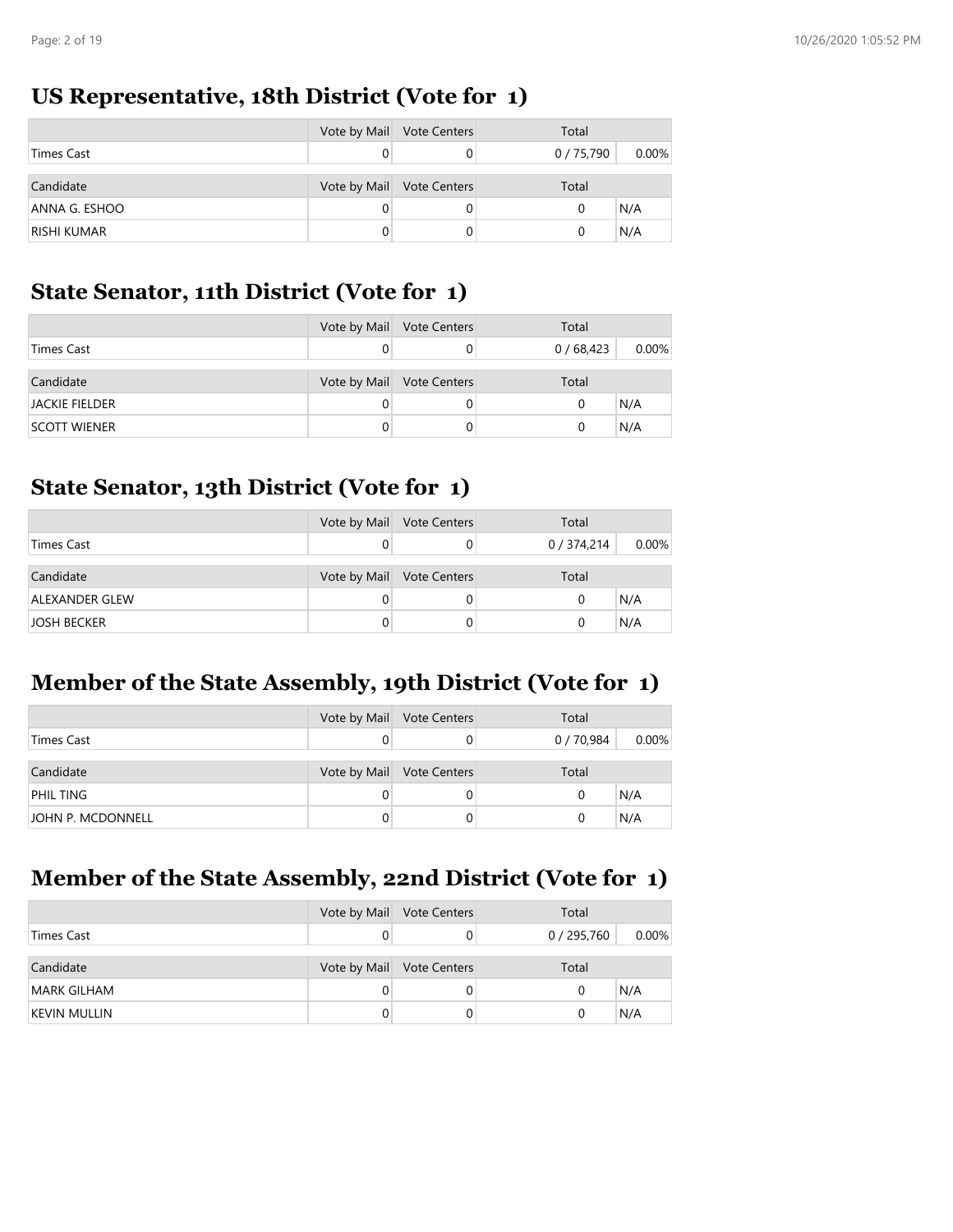## US Representative, 18th District (Vote for 1)

| | Vote by Mail | Vote Centers | Total | |
|---|---|---|---|---|
| Times Cast | 0 | 0 | 0 / 75,790 | 0.00% |

| Candidate | Vote by Mail | Vote Centers | Total | |
|---|---|---|---|---|
| ANNA G. ESHOO | 0 | 0 | 0 | N/A |
| RISHI KUMAR | 0 | 0 | 0 | N/A |

## State Senator, 11th District (Vote for 1)

| | Vote by Mail | Vote Centers | Total | |
|---|---|---|---|---|
| Times Cast | 0 | 0 | 0 / 68,423 | 0.00% |

| Candidate | Vote by Mail | Vote Centers | Total | |
|---|---|---|---|---|
| JACKIE FIELDER | 0 | 0 | 0 | N/A |
| SCOTT WIENER | 0 | 0 | 0 | N/A |

## State Senator, 13th District (Vote for 1)

| | Vote by Mail | Vote Centers | Total | |
|---|---|---|---|---|
| Times Cast | 0 | 0 | 0 / 374,214 | 0.00% |

| Candidate | Vote by Mail | Vote Centers | Total | |
|---|---|---|---|---|
| ALEXANDER GLEW | 0 | 0 | 0 | N/A |
| JOSH BECKER | 0 | 0 | 0 | N/A |

## Member of the State Assembly, 19th District (Vote for 1)

| | Vote by Mail | Vote Centers | Total | |
|---|---|---|---|---|
| Times Cast | 0 | 0 | 0 / 70,984 | 0.00% |

| Candidate | Vote by Mail | Vote Centers | Total | |
|---|---|---|---|---|
| PHIL TING | 0 | 0 | 0 | N/A |
| JOHN P. MCDONNELL | 0 | 0 | 0 | N/A |

## Member of the State Assembly, 22nd District (Vote for 1)

| | Vote by Mail | Vote Centers | Total | |
|---|---|---|---|---|
| Times Cast | 0 | 0 | 0 / 295,760 | 0.00% |

| Candidate | Vote by Mail | Vote Centers | Total | |
|---|---|---|---|---|
| MARK GILHAM | 0 | 0 | 0 | N/A |
| KEVIN MULLIN | 0 | 0 | 0 | N/A |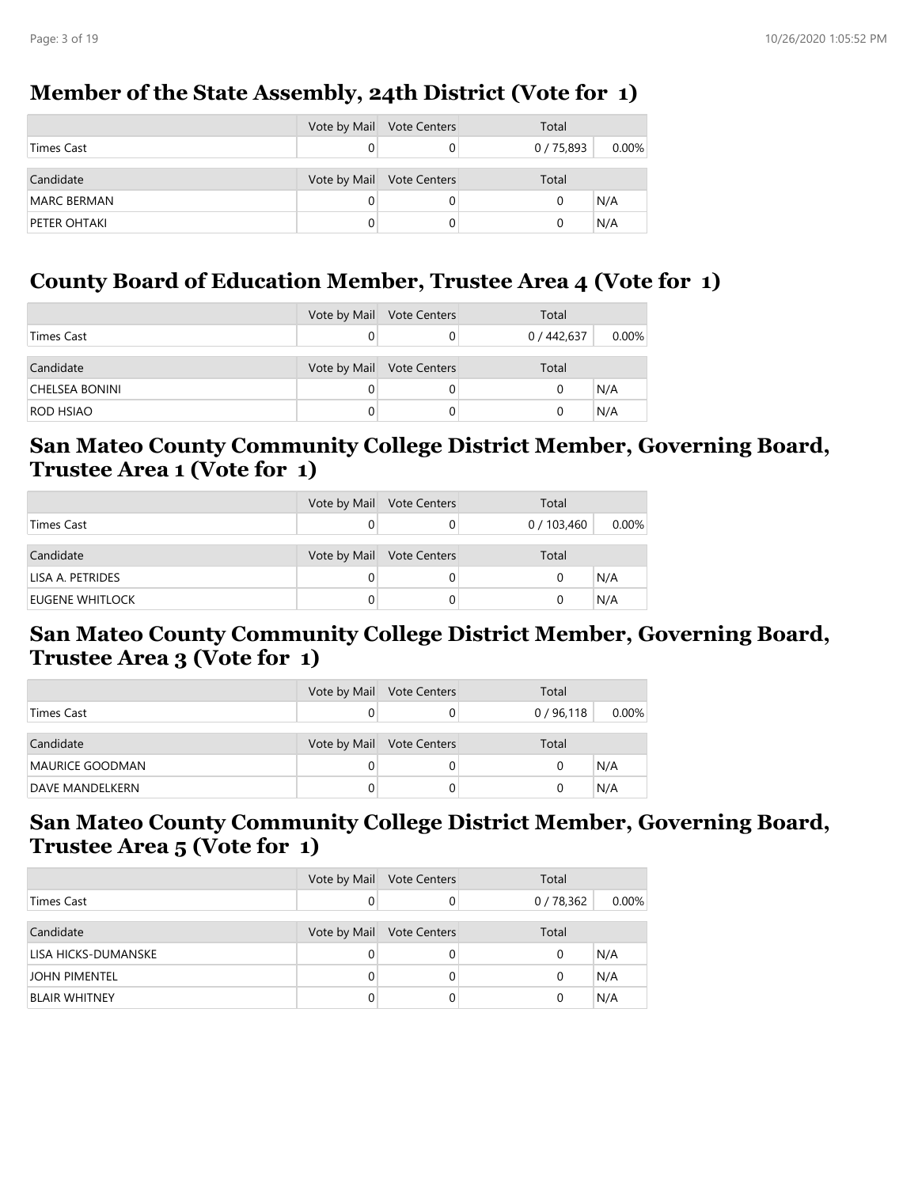## Member of the State Assembly, 24th District (Vote for 1)

| | Vote by Mail | Vote Centers | Total | |
|---|---|---|---|---|
| Times Cast | 0 | 0 | 0 / 75,893 | 0.00% |
| **Candidate** | **Vote by Mail** | **Vote Centers** | **Total** | |
| MARC BERMAN | 0 | 0 | 0 | N/A |
| PETER OHTAKI | 0 | 0 | 0 | N/A |

## County Board of Education Member, Trustee Area 4 (Vote for 1)

| | Vote by Mail | Vote Centers | Total | |
|---|---|---|---|---|
| Times Cast | 0 | 0 | 0 / 442,637 | 0.00% |
| **Candidate** | **Vote by Mail** | **Vote Centers** | **Total** | |
| CHELSEA BONINI | 0 | 0 | 0 | N/A |
| ROD HSIAO | 0 | 0 | 0 | N/A |

## San Mateo County Community College District Member, Governing Board, Trustee Area 1 (Vote for 1)

| | Vote by Mail | Vote Centers | Total | |
|---|---|---|---|---|
| Times Cast | 0 | 0 | 0 / 103,460 | 0.00% |
| **Candidate** | **Vote by Mail** | **Vote Centers** | **Total** | |
| LISA A. PETRIDES | 0 | 0 | 0 | N/A |
| EUGENE WHITLOCK | 0 | 0 | 0 | N/A |

## San Mateo County Community College District Member, Governing Board, Trustee Area 3 (Vote for 1)

| | Vote by Mail | Vote Centers | Total | |
|---|---|---|---|---|
| Times Cast | 0 | 0 | 0 / 96,118 | 0.00% |
| **Candidate** | **Vote by Mail** | **Vote Centers** | **Total** | |
| MAURICE GOODMAN | 0 | 0 | 0 | N/A |
| DAVE MANDELKERN | 0 | 0 | 0 | N/A |

## San Mateo County Community College District Member, Governing Board, Trustee Area 5 (Vote for 1)

| | Vote by Mail | Vote Centers | Total | |
|---|---|---|---|---|
| Times Cast | 0 | 0 | 0 / 78,362 | 0.00% |
| **Candidate** | **Vote by Mail** | **Vote Centers** | **Total** | |
| LISA HICKS-DUMANSKE | 0 | 0 | 0 | N/A |
| JOHN PIMENTEL | 0 | 0 | 0 | N/A |
| BLAIR WHITNEY | 0 | 0 | 0 | N/A |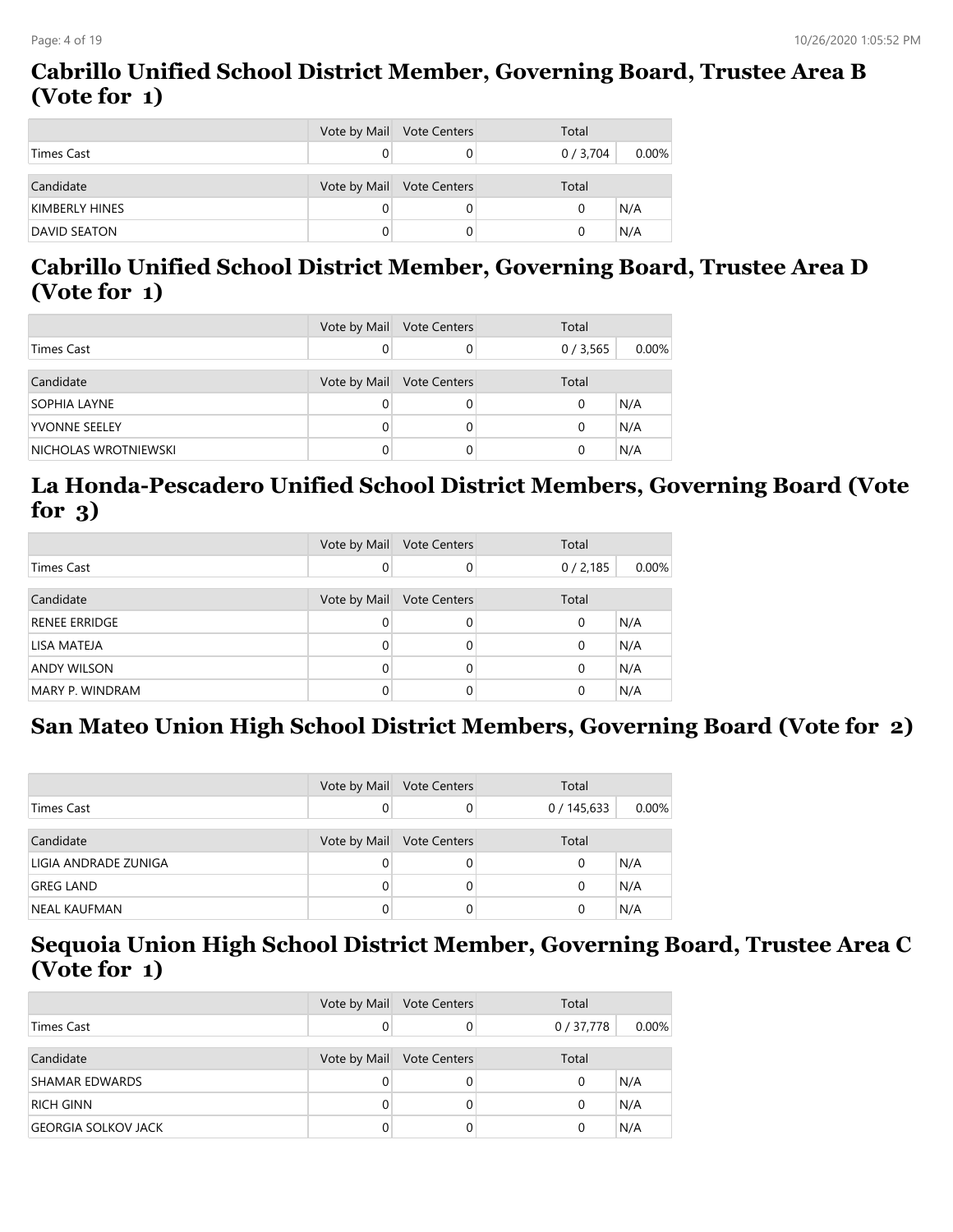## Cabrillo Unified School District Member, Governing Board, Trustee Area B (Vote for 1)

| | Vote by Mail | Vote Centers | Total | |
|---|---|---|---|---|
| Times Cast | 0 | 0 | 0 / 3,704 | 0.00% |

| Candidate | Vote by Mail | Vote Centers | Total | |
|---|---|---|---|---|
| KIMBERLY HINES | 0 | 0 | 0 | N/A |
| DAVID SEATON | 0 | 0 | 0 | N/A |

## Cabrillo Unified School District Member, Governing Board, Trustee Area D (Vote for 1)

| | Vote by Mail | Vote Centers | Total | |
|---|---|---|---|---|
| Times Cast | 0 | 0 | 0 / 3,565 | 0.00% |

| Candidate | Vote by Mail | Vote Centers | Total | |
|---|---|---|---|---|
| SOPHIA LAYNE | 0 | 0 | 0 | N/A |
| YVONNE SEELEY | 0 | 0 | 0 | N/A |
| NICHOLAS WROTNIEWSKI | 0 | 0 | 0 | N/A |

## La Honda-Pescadero Unified School District Members, Governing Board (Vote for 3)

| | Vote by Mail | Vote Centers | Total | |
|---|---|---|---|---|
| Times Cast | 0 | 0 | 0 / 2,185 | 0.00% |

| Candidate | Vote by Mail | Vote Centers | Total | |
|---|---|---|---|---|
| RENEE ERRIDGE | 0 | 0 | 0 | N/A |
| LISA MATEJA | 0 | 0 | 0 | N/A |
| ANDY WILSON | 0 | 0 | 0 | N/A |
| MARY P. WINDRAM | 0 | 0 | 0 | N/A |

## San Mateo Union High School District Members, Governing Board (Vote for 2)

| | Vote by Mail | Vote Centers | Total | |
|---|---|---|---|---|
| Times Cast | 0 | 0 | 0 / 145,633 | 0.00% |

| Candidate | Vote by Mail | Vote Centers | Total | |
|---|---|---|---|---|
| LIGIA ANDRADE ZUNIGA | 0 | 0 | 0 | N/A |
| GREG LAND | 0 | 0 | 0 | N/A |
| NEAL KAUFMAN | 0 | 0 | 0 | N/A |

## Sequoia Union High School District Member, Governing Board, Trustee Area C (Vote for 1)

| | Vote by Mail | Vote Centers | Total | |
|---|---|---|---|---|
| Times Cast | 0 | 0 | 0 / 37,778 | 0.00% |

| Candidate | Vote by Mail | Vote Centers | Total | |
|---|---|---|---|---|
| SHAMAR EDWARDS | 0 | 0 | 0 | N/A |
| RICH GINN | 0 | 0 | 0 | N/A |
| GEORGIA SOLKOV JACK | 0 | 0 | 0 | N/A |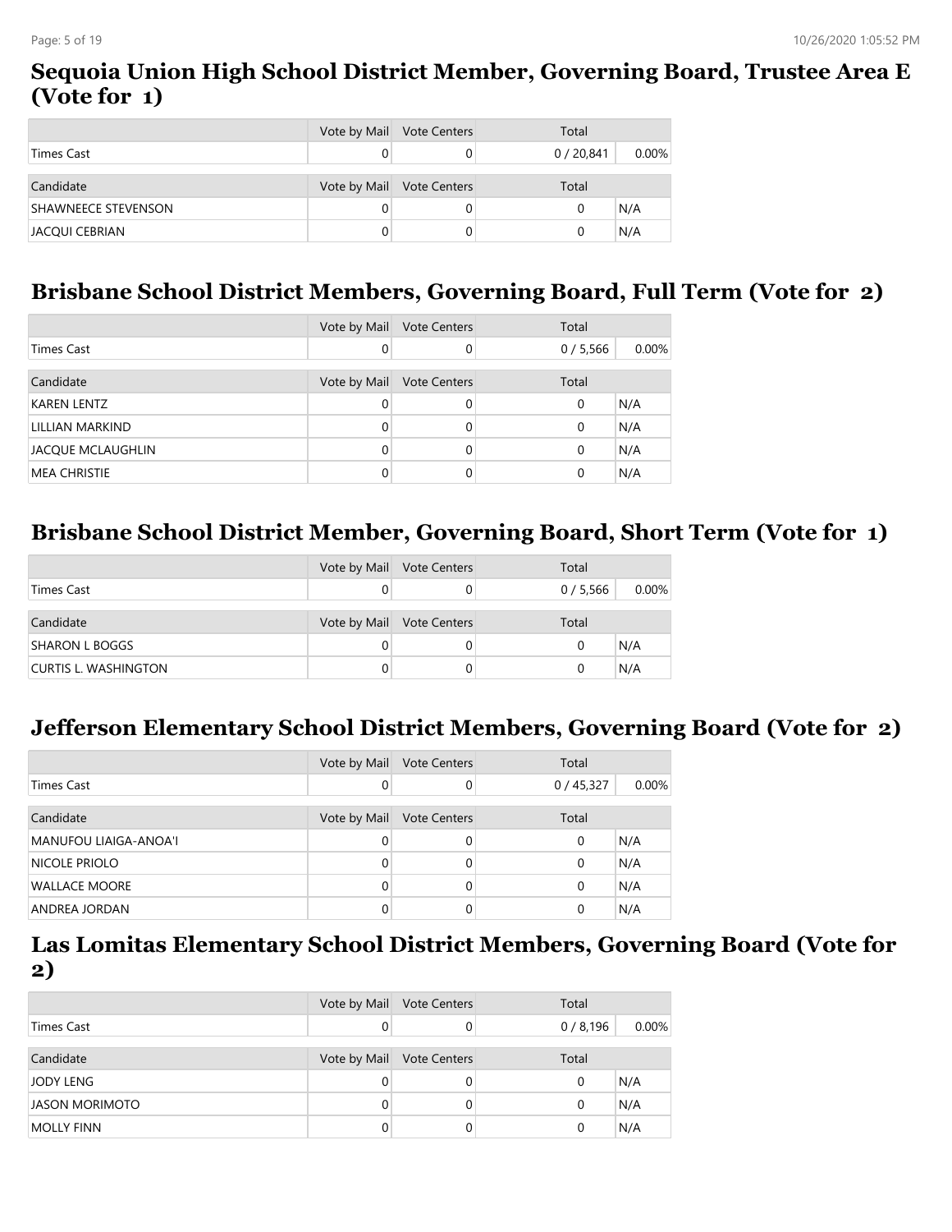## Sequoia Union High School District Member, Governing Board, Trustee Area E (Vote for 1)

| | Vote by Mail | Vote Centers | Total | |
|---|---|---|---|---|
| Times Cast | 0 | 0 | 0 / 20,841 | 0.00% |
| **Candidate** | **Vote by Mail** | **Vote Centers** | **Total** | |
| SHAWNEECE STEVENSON | 0 | 0 | 0 | N/A |
| JACQUI CEBRIAN | 0 | 0 | 0 | N/A |

## Brisbane School District Members, Governing Board, Full Term (Vote for 2)

| | Vote by Mail | Vote Centers | Total | |
|---|---|---|---|---|
| Times Cast | 0 | 0 | 0 / 5,566 | 0.00% |
| **Candidate** | **Vote by Mail** | **Vote Centers** | **Total** | |
| KAREN LENTZ | 0 | 0 | 0 | N/A |
| LILLIAN MARKIND | 0 | 0 | 0 | N/A |
| JACQUE MCLAUGHLIN | 0 | 0 | 0 | N/A |
| MEA CHRISTIE | 0 | 0 | 0 | N/A |

## Brisbane School District Member, Governing Board, Short Term (Vote for 1)

| | Vote by Mail | Vote Centers | Total | |
|---|---|---|---|---|
| Times Cast | 0 | 0 | 0 / 5,566 | 0.00% |
| **Candidate** | **Vote by Mail** | **Vote Centers** | **Total** | |
| SHARON L BOGGS | 0 | 0 | 0 | N/A |
| CURTIS L. WASHINGTON | 0 | 0 | 0 | N/A |

## Jefferson Elementary School District Members, Governing Board (Vote for 2)

| | Vote by Mail | Vote Centers | Total | |
|---|---|---|---|---|
| Times Cast | 0 | 0 | 0 / 45,327 | 0.00% |
| **Candidate** | **Vote by Mail** | **Vote Centers** | **Total** | |
| MANUFOU LIAIGA-ANOA'I | 0 | 0 | 0 | N/A |
| NICOLE PRIOLO | 0 | 0 | 0 | N/A |
| WALLACE MOORE | 0 | 0 | 0 | N/A |
| ANDREA JORDAN | 0 | 0 | 0 | N/A |

## Las Lomitas Elementary School District Members, Governing Board (Vote for 2)

| | Vote by Mail | Vote Centers | Total | |
|---|---|---|---|---|
| Times Cast | 0 | 0 | 0 / 8,196 | 0.00% |
| **Candidate** | **Vote by Mail** | **Vote Centers** | **Total** | |
| JODY LENG | 0 | 0 | 0 | N/A |
| JASON MORIMOTO | 0 | 0 | 0 | N/A |
| MOLLY FINN | 0 | 0 | 0 | N/A |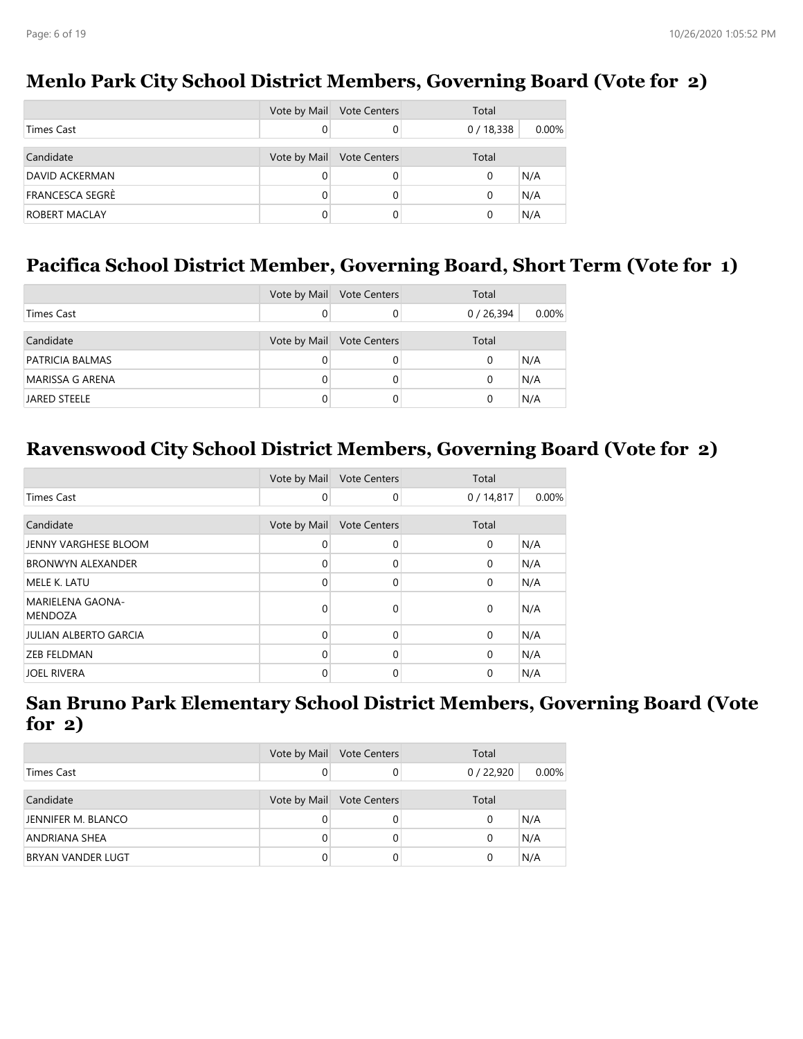## Menlo Park City School District Members, Governing Board (Vote for 2)

| | Vote by Mail | Vote Centers | Total | |
|---|---|---|---|---|
| Times Cast | 0 | 0 | 0 / 18,338 | 0.00% |

| Candidate | Vote by Mail | Vote Centers | Total | |
|---|---|---|---|---|
| DAVID ACKERMAN | 0 | 0 | 0 | N/A |
| FRANCESCA SEGRÈ | 0 | 0 | 0 | N/A |
| ROBERT MACLAY | 0 | 0 | 0 | N/A |

## Pacifica School District Member, Governing Board, Short Term (Vote for 1)

| | Vote by Mail | Vote Centers | Total | |
|---|---|---|---|---|
| Times Cast | 0 | 0 | 0 / 26,394 | 0.00% |

| Candidate | Vote by Mail | Vote Centers | Total | |
|---|---|---|---|---|
| PATRICIA BALMAS | 0 | 0 | 0 | N/A |
| MARISSA G ARENA | 0 | 0 | 0 | N/A |
| JARED STEELE | 0 | 0 | 0 | N/A |

## Ravenswood City School District Members, Governing Board (Vote for 2)

| | Vote by Mail | Vote Centers | Total | |
|---|---|---|---|---|
| Times Cast | 0 | 0 | 0 / 14,817 | 0.00% |

| Candidate | Vote by Mail | Vote Centers | Total | |
|---|---|---|---|---|
| JENNY VARGHESE BLOOM | 0 | 0 | 0 | N/A |
| BRONWYN ALEXANDER | 0 | 0 | 0 | N/A |
| MELE K. LATU | 0 | 0 | 0 | N/A |
| MARIELENA GAONA-MENDOZA | 0 | 0 | 0 | N/A |
| JULIAN ALBERTO GARCIA | 0 | 0 | 0 | N/A |
| ZEB FELDMAN | 0 | 0 | 0 | N/A |
| JOEL RIVERA | 0 | 0 | 0 | N/A |

## San Bruno Park Elementary School District Members, Governing Board (Vote for 2)

| | Vote by Mail | Vote Centers | Total | |
|---|---|---|---|---|
| Times Cast | 0 | 0 | 0 / 22,920 | 0.00% |

| Candidate | Vote by Mail | Vote Centers | Total | |
|---|---|---|---|---|
| JENNIFER M. BLANCO | 0 | 0 | 0 | N/A |
| ANDRIANA SHEA | 0 | 0 | 0 | N/A |
| BRYAN VANDER LUGT | 0 | 0 | 0 | N/A |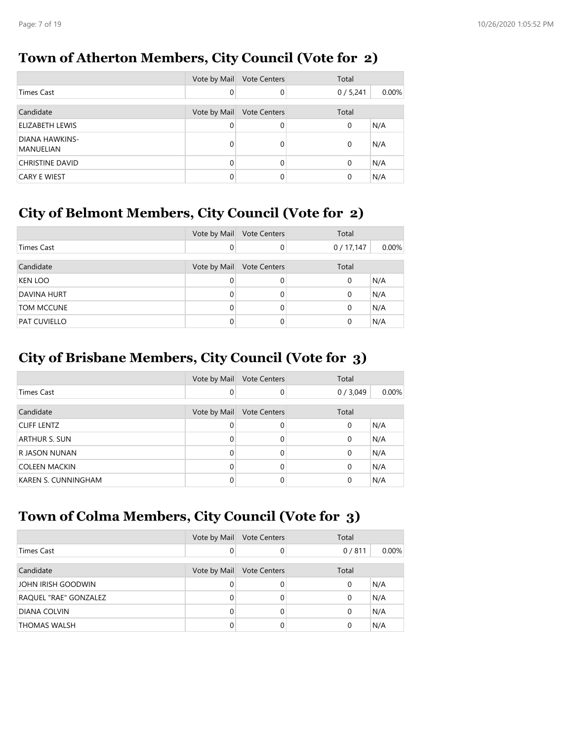## Town of Atherton Members, City Council (Vote for 2)

| | Vote by Mail | Vote Centers | Total | |
|---|---|---|---|---|
| Times Cast | 0 | 0 | 0 / 5,241 | 0.00% |

| Candidate | Vote by Mail | Vote Centers | Total | |
|---|---|---|---|---|
| ELIZABETH LEWIS | 0 | 0 | 0 | N/A |
| DIANA HAWKINS-MANUELIAN | 0 | 0 | 0 | N/A |
| CHRISTINE DAVID | 0 | 0 | 0 | N/A |
| CARY E WIEST | 0 | 0 | 0 | N/A |

## City of Belmont Members, City Council (Vote for 2)

| | Vote by Mail | Vote Centers | Total | |
|---|---|---|---|---|
| Times Cast | 0 | 0 | 0 / 17,147 | 0.00% |

| Candidate | Vote by Mail | Vote Centers | Total | |
|---|---|---|---|---|
| KEN LOO | 0 | 0 | 0 | N/A |
| DAVINA HURT | 0 | 0 | 0 | N/A |
| TOM MCCUNE | 0 | 0 | 0 | N/A |
| PAT CUVIELLO | 0 | 0 | 0 | N/A |

## City of Brisbane Members, City Council (Vote for 3)

| | Vote by Mail | Vote Centers | Total | |
|---|---|---|---|---|
| Times Cast | 0 | 0 | 0 / 3,049 | 0.00% |

| Candidate | Vote by Mail | Vote Centers | Total | |
|---|---|---|---|---|
| CLIFF LENTZ | 0 | 0 | 0 | N/A |
| ARTHUR S. SUN | 0 | 0 | 0 | N/A |
| R JASON NUNAN | 0 | 0 | 0 | N/A |
| COLEEN MACKIN | 0 | 0 | 0 | N/A |
| KAREN S. CUNNINGHAM | 0 | 0 | 0 | N/A |

## Town of Colma Members, City Council (Vote for 3)

| | Vote by Mail | Vote Centers | Total | |
|---|---|---|---|---|
| Times Cast | 0 | 0 | 0 / 811 | 0.00% |

| Candidate | Vote by Mail | Vote Centers | Total | |
|---|---|---|---|---|
| JOHN IRISH GOODWIN | 0 | 0 | 0 | N/A |
| RAQUEL "RAE" GONZALEZ | 0 | 0 | 0 | N/A |
| DIANA COLVIN | 0 | 0 | 0 | N/A |
| THOMAS WALSH | 0 | 0 | 0 | N/A |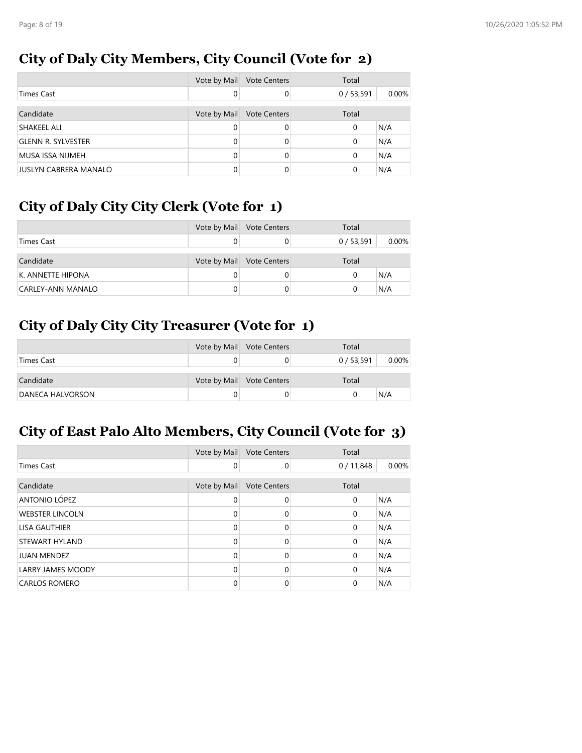## City of Daly City Members, City Council (Vote for 2)

| | Vote by Mail | Vote Centers | Total | |
|---|---|---|---|---|
| Times Cast | 0 | 0 | 0 / 53,591 | 0.00% |
| **Candidate** | **Vote by Mail** | **Vote Centers** | **Total** | |
| SHAKEEL ALI | 0 | 0 | 0 | N/A |
| GLENN R. SYLVESTER | 0 | 0 | 0 | N/A |
| MUSA ISSA NIJMEH | 0 | 0 | 0 | N/A |
| JUSLYN CABRERA MANALO | 0 | 0 | 0 | N/A |

## City of Daly City City Clerk (Vote for 1)

| | Vote by Mail | Vote Centers | Total | |
|---|---|---|---|---|
| Times Cast | 0 | 0 | 0 / 53,591 | 0.00% |
| **Candidate** | **Vote by Mail** | **Vote Centers** | **Total** | |
| K. ANNETTE HIPONA | 0 | 0 | 0 | N/A |
| CARLEY-ANN MANALO | 0 | 0 | 0 | N/A |

## City of Daly City City Treasurer (Vote for 1)

| | Vote by Mail | Vote Centers | Total | |
|---|---|---|---|---|
| Times Cast | 0 | 0 | 0 / 53,591 | 0.00% |
| **Candidate** | **Vote by Mail** | **Vote Centers** | **Total** | |
| DANECA HALVORSON | 0 | 0 | 0 | N/A |

## City of East Palo Alto Members, City Council (Vote for 3)

| | Vote by Mail | Vote Centers | Total | |
|---|---|---|---|---|
| Times Cast | 0 | 0 | 0 / 11,848 | 0.00% |
| **Candidate** | **Vote by Mail** | **Vote Centers** | **Total** | |
| ANTONIO LÓPEZ | 0 | 0 | 0 | N/A |
| WEBSTER LINCOLN | 0 | 0 | 0 | N/A |
| LISA GAUTHIER | 0 | 0 | 0 | N/A |
| STEWART HYLAND | 0 | 0 | 0 | N/A |
| JUAN MENDEZ | 0 | 0 | 0 | N/A |
| LARRY JAMES MOODY | 0 | 0 | 0 | N/A |
| CARLOS ROMERO | 0 | 0 | 0 | N/A |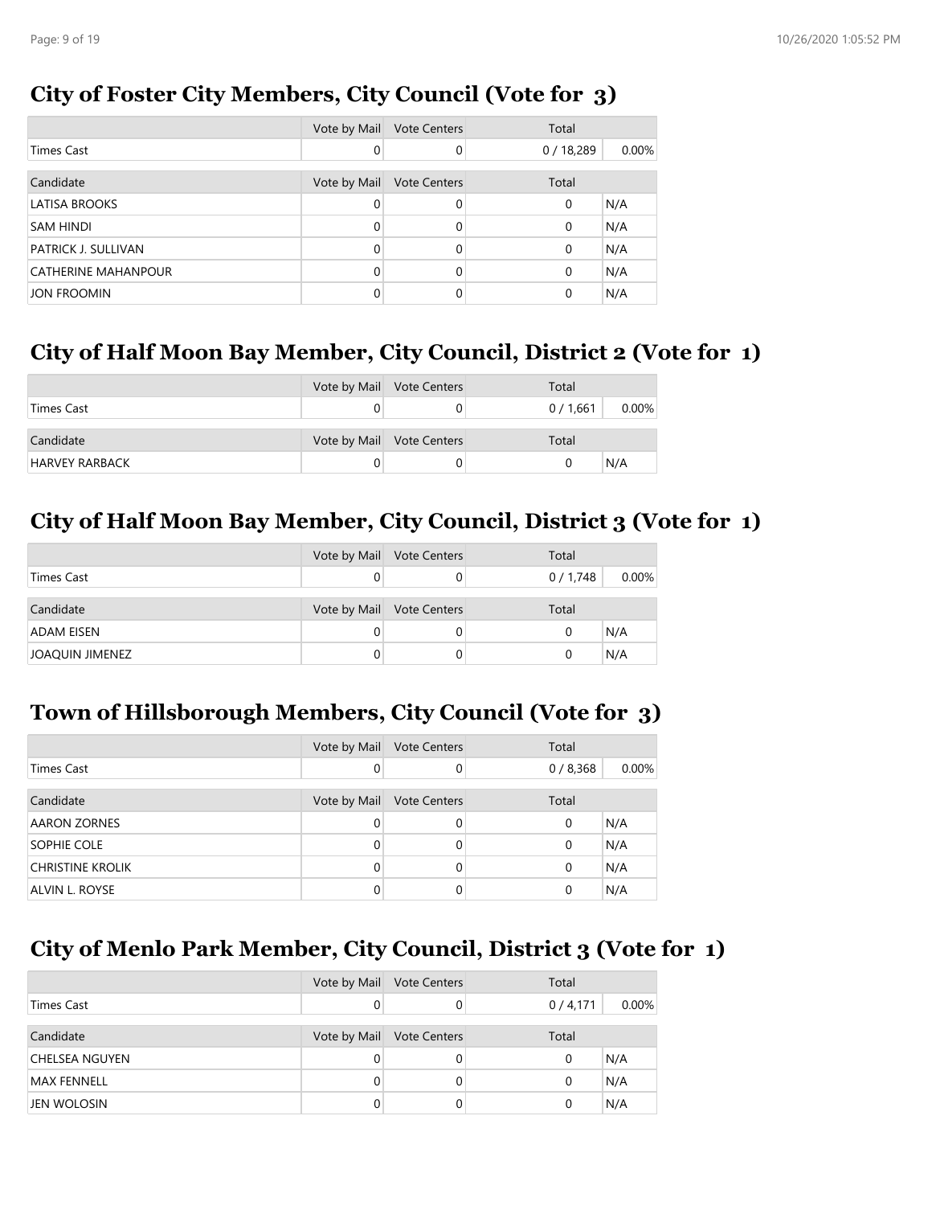## City of Foster City Members, City Council (Vote for 3)

| | Vote by Mail | Vote Centers | Total | |
|---|---|---|---|---|
| Times Cast | 0 | 0 | 0 / 18,289 | 0.00% |

| Candidate | Vote by Mail | Vote Centers | Total | |
|---|---|---|---|---|
| LATISA BROOKS | 0 | 0 | 0 | N/A |
| SAM HINDI | 0 | 0 | 0 | N/A |
| PATRICK J. SULLIVAN | 0 | 0 | 0 | N/A |
| CATHERINE MAHANPOUR | 0 | 0 | 0 | N/A |
| JON FROOMIN | 0 | 0 | 0 | N/A |

## City of Half Moon Bay Member, City Council, District 2 (Vote for 1)

| | Vote by Mail | Vote Centers | Total | |
|---|---|---|---|---|
| Times Cast | 0 | 0 | 0 / 1,661 | 0.00% |

| Candidate | Vote by Mail | Vote Centers | Total | |
|---|---|---|---|---|
| HARVEY RARBACK | 0 | 0 | 0 | N/A |

## City of Half Moon Bay Member, City Council, District 3 (Vote for 1)

| | Vote by Mail | Vote Centers | Total | |
|---|---|---|---|---|
| Times Cast | 0 | 0 | 0 / 1,748 | 0.00% |

| Candidate | Vote by Mail | Vote Centers | Total | |
|---|---|---|---|---|
| ADAM EISEN | 0 | 0 | 0 | N/A |
| JOAQUIN JIMENEZ | 0 | 0 | 0 | N/A |

## Town of Hillsborough Members, City Council (Vote for 3)

| | Vote by Mail | Vote Centers | Total | |
|---|---|---|---|---|
| Times Cast | 0 | 0 | 0 / 8,368 | 0.00% |

| Candidate | Vote by Mail | Vote Centers | Total | |
|---|---|---|---|---|
| AARON ZORNES | 0 | 0 | 0 | N/A |
| SOPHIE COLE | 0 | 0 | 0 | N/A |
| CHRISTINE KROLIK | 0 | 0 | 0 | N/A |
| ALVIN L. ROYSE | 0 | 0 | 0 | N/A |

## City of Menlo Park Member, City Council, District 3 (Vote for 1)

| | Vote by Mail | Vote Centers | Total | |
|---|---|---|---|---|
| Times Cast | 0 | 0 | 0 / 4,171 | 0.00% |

| Candidate | Vote by Mail | Vote Centers | Total | |
|---|---|---|---|---|
| CHELSEA NGUYEN | 0 | 0 | 0 | N/A |
| MAX FENNELL | 0 | 0 | 0 | N/A |
| JEN WOLOSIN | 0 | 0 | 0 | N/A |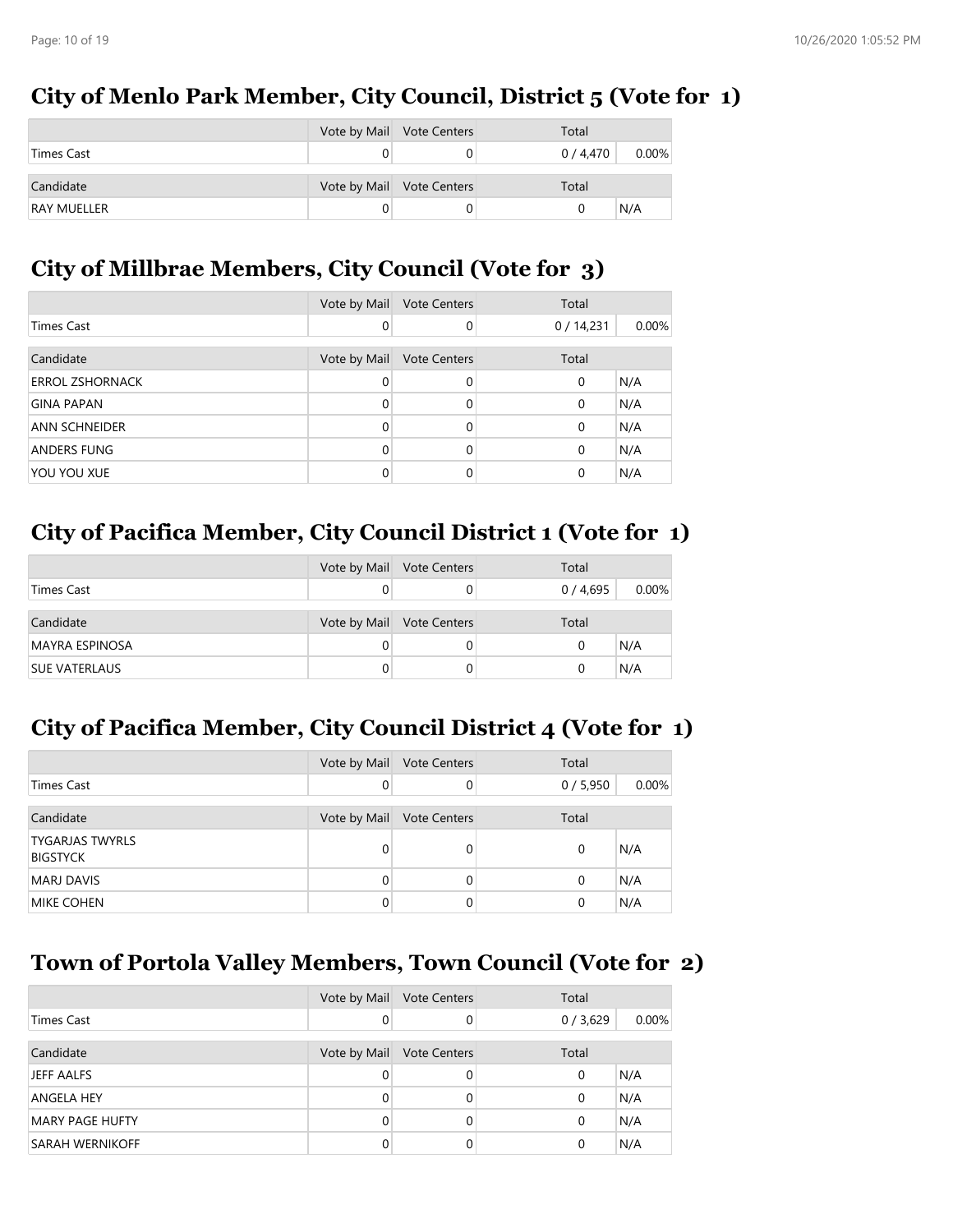## City of Menlo Park Member, City Council, District 5 (Vote for 1)

| | Vote by Mail | Vote Centers | Total | |
|---|---|---|---|---|
| Times Cast | 0 | 0 | 0 / 4,470 | 0.00% |
| **Candidate** | **Vote by Mail** | **Vote Centers** | **Total** | |
| RAY MUELLER | 0 | 0 | 0 | N/A |

## City of Millbrae Members, City Council (Vote for 3)

| | Vote by Mail | Vote Centers | Total | |
|---|---|---|---|---|
| Times Cast | 0 | 0 | 0 / 14,231 | 0.00% |
| **Candidate** | **Vote by Mail** | **Vote Centers** | **Total** | |
| ERROL ZSHORNACK | 0 | 0 | 0 | N/A |
| GINA PAPAN | 0 | 0 | 0 | N/A |
| ANN SCHNEIDER | 0 | 0 | 0 | N/A |
| ANDERS FUNG | 0 | 0 | 0 | N/A |
| YOU YOU XUE | 0 | 0 | 0 | N/A |

## City of Pacifica Member, City Council District 1 (Vote for 1)

| | Vote by Mail | Vote Centers | Total | |
|---|---|---|---|---|
| Times Cast | 0 | 0 | 0 / 4,695 | 0.00% |
| **Candidate** | **Vote by Mail** | **Vote Centers** | **Total** | |
| MAYRA ESPINOSA | 0 | 0 | 0 | N/A |
| SUE VATERLAUS | 0 | 0 | 0 | N/A |

## City of Pacifica Member, City Council District 4 (Vote for 1)

| | Vote by Mail | Vote Centers | Total | |
|---|---|---|---|---|
| Times Cast | 0 | 0 | 0 / 5,950 | 0.00% |
| **Candidate** | **Vote by Mail** | **Vote Centers** | **Total** | |
| TYGARJAS TWYRLS BIGSTYCK | 0 | 0 | 0 | N/A |
| MARJ DAVIS | 0 | 0 | 0 | N/A |
| MIKE COHEN | 0 | 0 | 0 | N/A |

## Town of Portola Valley Members, Town Council (Vote for 2)

| | Vote by Mail | Vote Centers | Total | |
|---|---|---|---|---|
| Times Cast | 0 | 0 | 0 / 3,629 | 0.00% |
| **Candidate** | **Vote by Mail** | **Vote Centers** | **Total** | |
| JEFF AALFS | 0 | 0 | 0 | N/A |
| ANGELA HEY | 0 | 0 | 0 | N/A |
| MARY PAGE HUFTY | 0 | 0 | 0 | N/A |
| SARAH WERNIKOFF | 0 | 0 | 0 | N/A |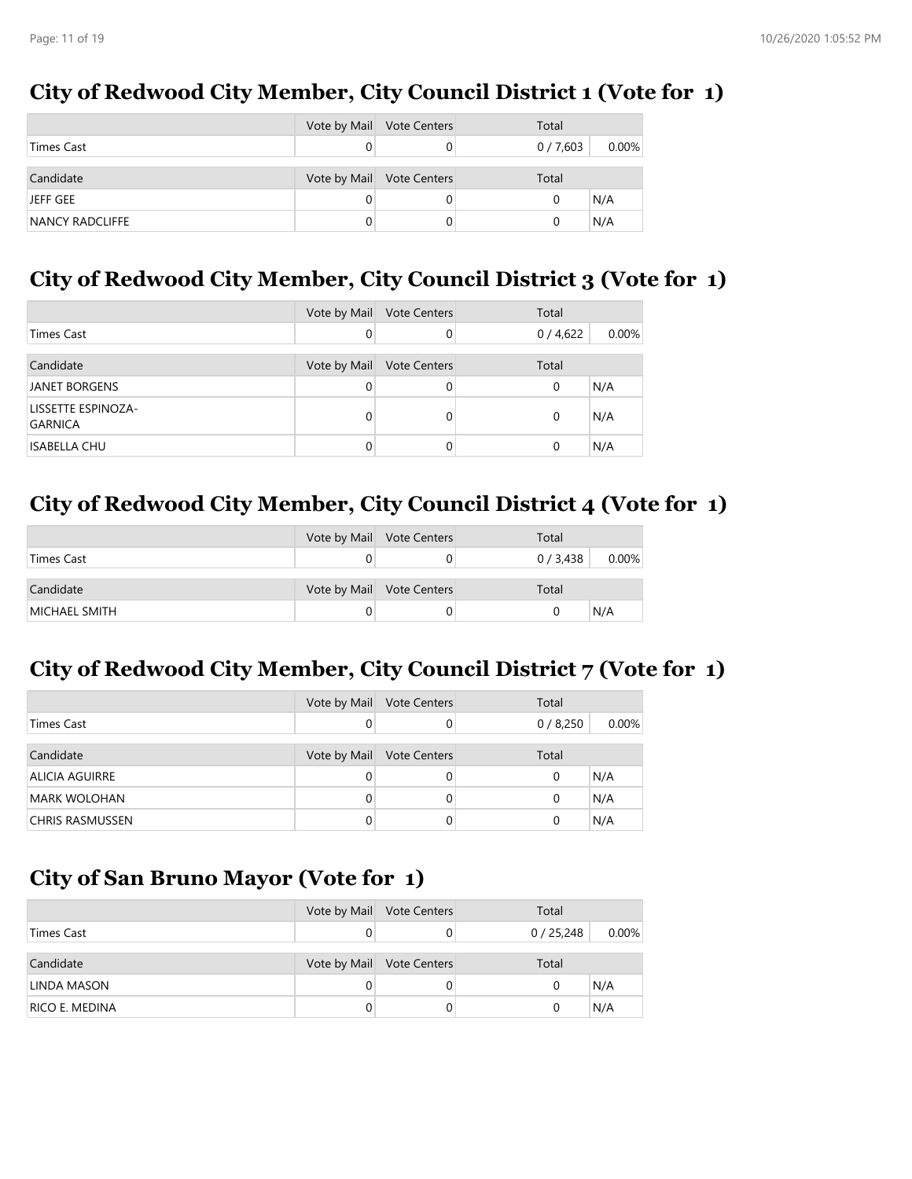## City of Redwood City Member, City Council District 1 (Vote for 1)

| | Vote by Mail | Vote Centers | Total | |
|---|---|---|---|---|
| Times Cast | 0 | 0 | 0 / 7,603 | 0.00% |

| Candidate | Vote by Mail | Vote Centers | Total | |
|---|---|---|---|---|
| JEFF GEE | 0 | 0 | 0 | N/A |
| NANCY RADCLIFFE | 0 | 0 | 0 | N/A |

## City of Redwood City Member, City Council District 3 (Vote for 1)

| | Vote by Mail | Vote Centers | Total | |
|---|---|---|---|---|
| Times Cast | 0 | 0 | 0 / 4,622 | 0.00% |

| Candidate | Vote by Mail | Vote Centers | Total | |
|---|---|---|---|---|
| JANET BORGENS | 0 | 0 | 0 | N/A |
| LISSETTE ESPINOZA-GARNICA | 0 | 0 | 0 | N/A |
| ISABELLA CHU | 0 | 0 | 0 | N/A |

## City of Redwood City Member, City Council District 4 (Vote for 1)

| | Vote by Mail | Vote Centers | Total | |
|---|---|---|---|---|
| Times Cast | 0 | 0 | 0 / 3,438 | 0.00% |

| Candidate | Vote by Mail | Vote Centers | Total | |
|---|---|---|---|---|
| MICHAEL SMITH | 0 | 0 | 0 | N/A |

## City of Redwood City Member, City Council District 7 (Vote for 1)

| | Vote by Mail | Vote Centers | Total | |
|---|---|---|---|---|
| Times Cast | 0 | 0 | 0 / 8,250 | 0.00% |

| Candidate | Vote by Mail | Vote Centers | Total | |
|---|---|---|---|---|
| ALICIA AGUIRRE | 0 | 0 | 0 | N/A |
| MARK WOLOHAN | 0 | 0 | 0 | N/A |
| CHRIS RASMUSSEN | 0 | 0 | 0 | N/A |

## City of San Bruno Mayor (Vote for 1)

| | Vote by Mail | Vote Centers | Total | |
|---|---|---|---|---|
| Times Cast | 0 | 0 | 0 / 25,248 | 0.00% |

| Candidate | Vote by Mail | Vote Centers | Total | |
|---|---|---|---|---|
| LINDA MASON | 0 | 0 | 0 | N/A |
| RICO E. MEDINA | 0 | 0 | 0 | N/A |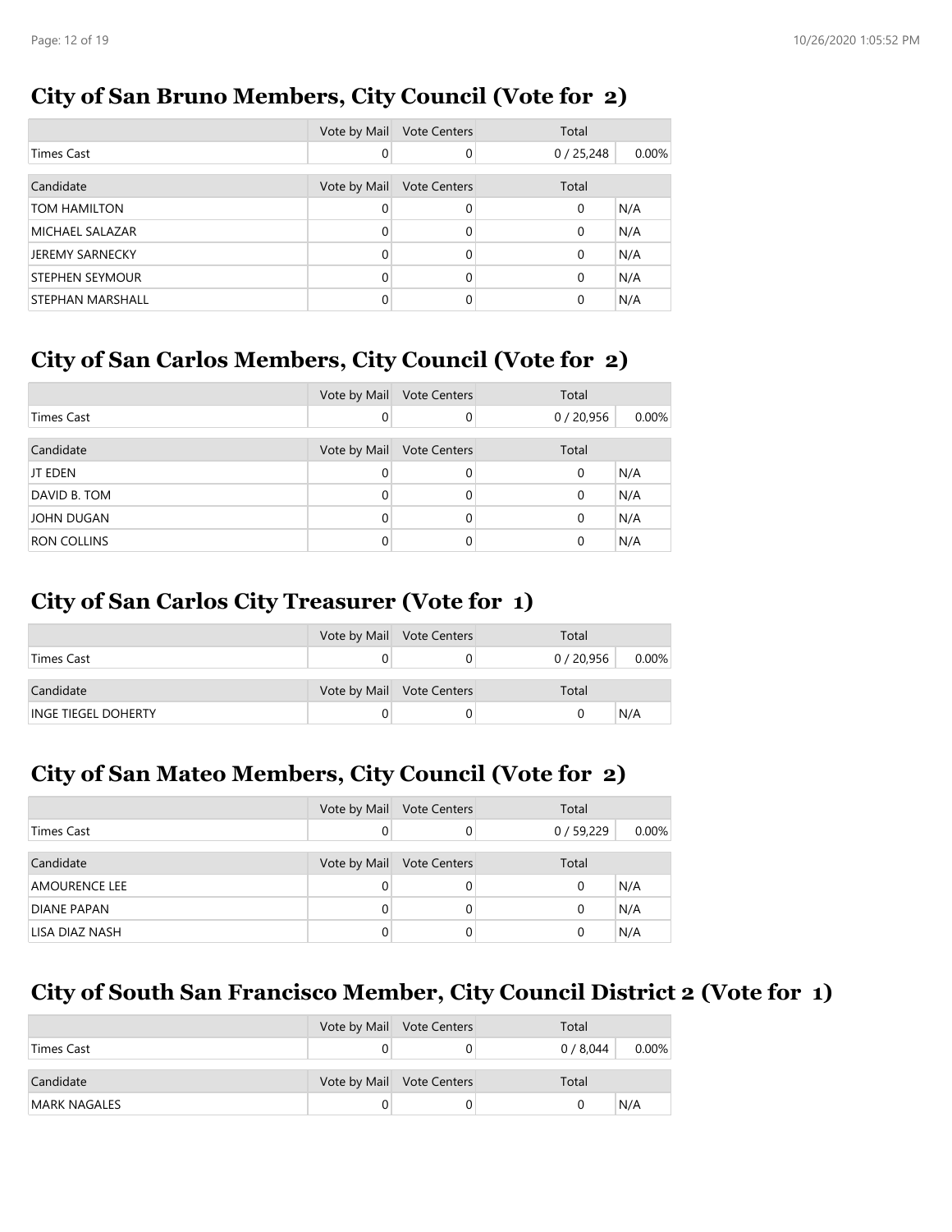## City of San Bruno Members, City Council (Vote for 2)

| | Vote by Mail | Vote Centers | Total | |
|---|---|---|---|---|
| Times Cast | 0 | 0 | 0 / 25,248 | 0.00% |
| **Candidate** | **Vote by Mail** | **Vote Centers** | **Total** | |
| TOM HAMILTON | 0 | 0 | 0 | N/A |
| MICHAEL SALAZAR | 0 | 0 | 0 | N/A |
| JEREMY SARNECKY | 0 | 0 | 0 | N/A |
| STEPHEN SEYMOUR | 0 | 0 | 0 | N/A |
| STEPHAN MARSHALL | 0 | 0 | 0 | N/A |

## City of San Carlos Members, City Council (Vote for 2)

| | Vote by Mail | Vote Centers | Total | |
|---|---|---|---|---|
| Times Cast | 0 | 0 | 0 / 20,956 | 0.00% |
| **Candidate** | **Vote by Mail** | **Vote Centers** | **Total** | |
| JT EDEN | 0 | 0 | 0 | N/A |
| DAVID B. TOM | 0 | 0 | 0 | N/A |
| JOHN DUGAN | 0 | 0 | 0 | N/A |
| RON COLLINS | 0 | 0 | 0 | N/A |

## City of San Carlos City Treasurer (Vote for 1)

| | Vote by Mail | Vote Centers | Total | |
|---|---|---|---|---|
| Times Cast | 0 | 0 | 0 / 20,956 | 0.00% |
| **Candidate** | **Vote by Mail** | **Vote Centers** | **Total** | |
| INGE TIEGEL DOHERTY | 0 | 0 | 0 | N/A |

## City of San Mateo Members, City Council (Vote for 2)

| | Vote by Mail | Vote Centers | Total | |
|---|---|---|---|---|
| Times Cast | 0 | 0 | 0 / 59,229 | 0.00% |
| **Candidate** | **Vote by Mail** | **Vote Centers** | **Total** | |
| AMOURENCE LEE | 0 | 0 | 0 | N/A |
| DIANE PAPAN | 0 | 0 | 0 | N/A |
| LISA DIAZ NASH | 0 | 0 | 0 | N/A |

## City of South San Francisco Member, City Council District 2 (Vote for 1)

| | Vote by Mail | Vote Centers | Total | |
|---|---|---|---|---|
| Times Cast | 0 | 0 | 0 / 8,044 | 0.00% |
| **Candidate** | **Vote by Mail** | **Vote Centers** | **Total** | |
| MARK NAGALES | 0 | 0 | 0 | N/A |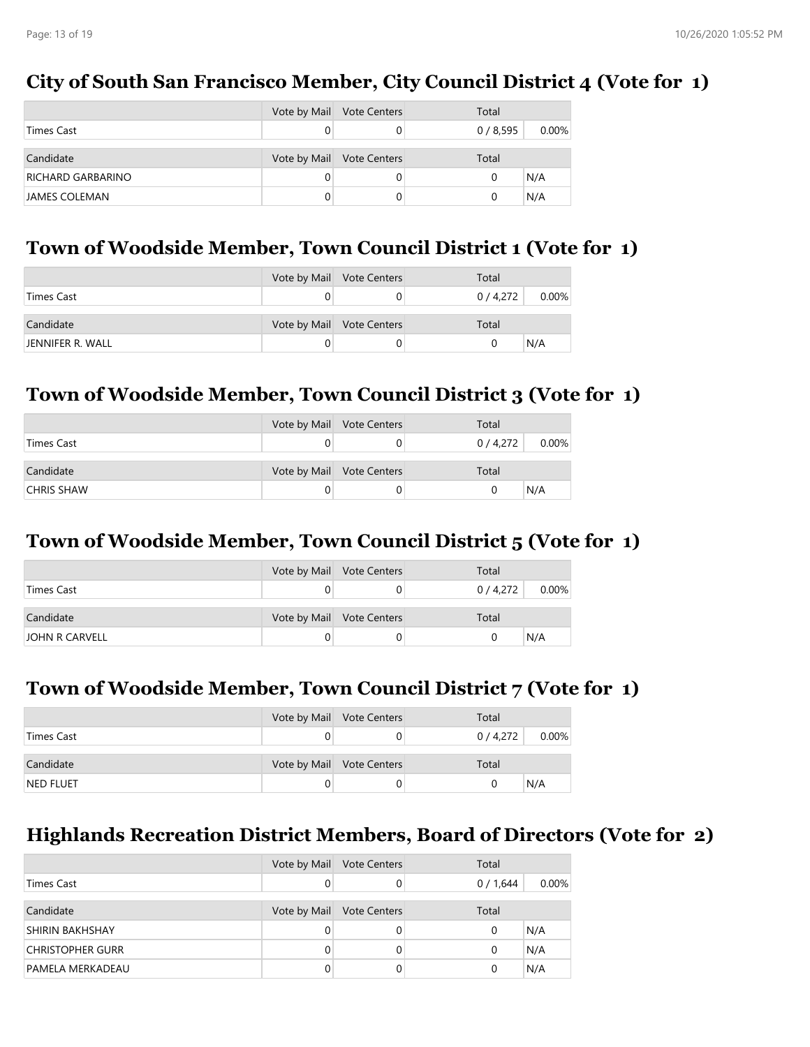## City of South San Francisco Member, City Council District 4 (Vote for 1)

| | Vote by Mail | Vote Centers | Total | |
|---|---|---|---|---|
| Times Cast | 0 | 0 | 0 / 8,595 | 0.00% |
| **Candidate** | **Vote by Mail** | **Vote Centers** | **Total** | |
| RICHARD GARBARINO | 0 | 0 | 0 | N/A |
| JAMES COLEMAN | 0 | 0 | 0 | N/A |

## Town of Woodside Member, Town Council District 1 (Vote for 1)

| | Vote by Mail | Vote Centers | Total | |
|---|---|---|---|---|
| Times Cast | 0 | 0 | 0 / 4,272 | 0.00% |
| **Candidate** | **Vote by Mail** | **Vote Centers** | **Total** | |
| JENNIFER R. WALL | 0 | 0 | 0 | N/A |

## Town of Woodside Member, Town Council District 3 (Vote for 1)

| | Vote by Mail | Vote Centers | Total | |
|---|---|---|---|---|
| Times Cast | 0 | 0 | 0 / 4,272 | 0.00% |
| **Candidate** | **Vote by Mail** | **Vote Centers** | **Total** | |
| CHRIS SHAW | 0 | 0 | 0 | N/A |

## Town of Woodside Member, Town Council District 5 (Vote for 1)

| | Vote by Mail | Vote Centers | Total | |
|---|---|---|---|---|
| Times Cast | 0 | 0 | 0 / 4,272 | 0.00% |
| **Candidate** | **Vote by Mail** | **Vote Centers** | **Total** | |
| JOHN R CARVELL | 0 | 0 | 0 | N/A |

## Town of Woodside Member, Town Council District 7 (Vote for 1)

| | Vote by Mail | Vote Centers | Total | |
|---|---|---|---|---|
| Times Cast | 0 | 0 | 0 / 4,272 | 0.00% |
| **Candidate** | **Vote by Mail** | **Vote Centers** | **Total** | |
| NED FLUET | 0 | 0 | 0 | N/A |

## Highlands Recreation District Members, Board of Directors (Vote for 2)

| | Vote by Mail | Vote Centers | Total | |
|---|---|---|---|---|
| Times Cast | 0 | 0 | 0 / 1,644 | 0.00% |
| **Candidate** | **Vote by Mail** | **Vote Centers** | **Total** | |
| SHIRIN BAKHSHAY | 0 | 0 | 0 | N/A |
| CHRISTOPHER GURR | 0 | 0 | 0 | N/A |
| PAMELA MERKADEAU | 0 | 0 | 0 | N/A |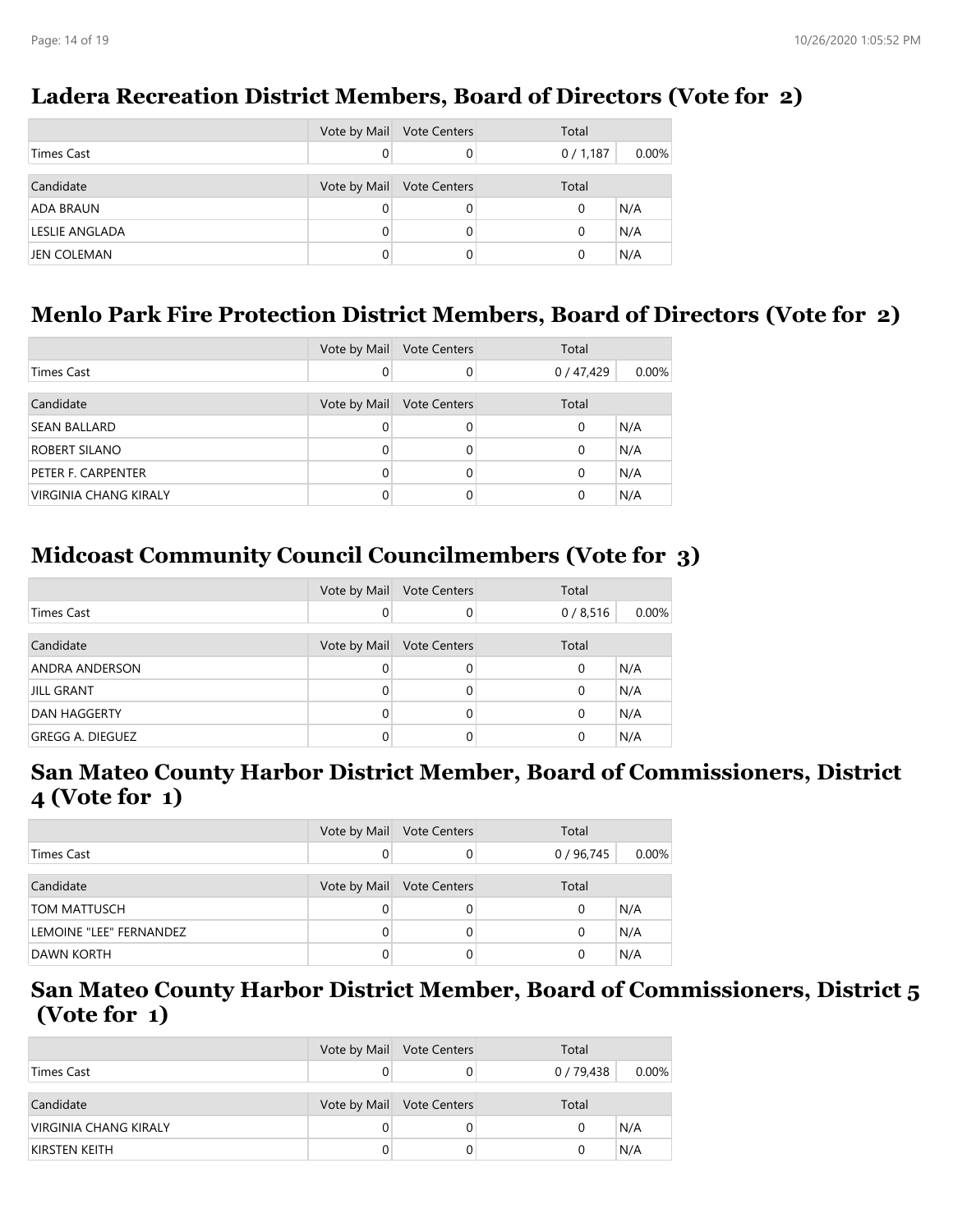## Ladera Recreation District Members, Board of Directors (Vote for 2)

| | Vote by Mail | Vote Centers | Total | |
|---|---|---|---|---|
| Times Cast | 0 | 0 | 0 / 1,187 | 0.00% |
| **Candidate** | **Vote by Mail** | **Vote Centers** | **Total** | |
| ADA BRAUN | 0 | 0 | 0 | N/A |
| LESLIE ANGLADA | 0 | 0 | 0 | N/A |
| JEN COLEMAN | 0 | 0 | 0 | N/A |

## Menlo Park Fire Protection District Members, Board of Directors (Vote for 2)

| | Vote by Mail | Vote Centers | Total | |
|---|---|---|---|---|
| Times Cast | 0 | 0 | 0 / 47,429 | 0.00% |
| **Candidate** | **Vote by Mail** | **Vote Centers** | **Total** | |
| SEAN BALLARD | 0 | 0 | 0 | N/A |
| ROBERT SILANO | 0 | 0 | 0 | N/A |
| PETER F. CARPENTER | 0 | 0 | 0 | N/A |
| VIRGINIA CHANG KIRALY | 0 | 0 | 0 | N/A |

## Midcoast Community Council Councilmembers (Vote for 3)

| | Vote by Mail | Vote Centers | Total | |
|---|---|---|---|---|
| Times Cast | 0 | 0 | 0 / 8,516 | 0.00% |
| **Candidate** | **Vote by Mail** | **Vote Centers** | **Total** | |
| ANDRA ANDERSON | 0 | 0 | 0 | N/A |
| JILL GRANT | 0 | 0 | 0 | N/A |
| DAN HAGGERTY | 0 | 0 | 0 | N/A |
| GREGG A. DIEGUEZ | 0 | 0 | 0 | N/A |

## San Mateo County Harbor District Member, Board of Commissioners, District 4 (Vote for 1)

| | Vote by Mail | Vote Centers | Total | |
|---|---|---|---|---|
| Times Cast | 0 | 0 | 0 / 96,745 | 0.00% |
| **Candidate** | **Vote by Mail** | **Vote Centers** | **Total** | |
| TOM MATTUSCH | 0 | 0 | 0 | N/A |
| LEMOINE "LEE" FERNANDEZ | 0 | 0 | 0 | N/A |
| DAWN KORTH | 0 | 0 | 0 | N/A |

## San Mateo County Harbor District Member, Board of Commissioners, District 5 (Vote for 1)

| | Vote by Mail | Vote Centers | Total | |
|---|---|---|---|---|
| Times Cast | 0 | 0 | 0 / 79,438 | 0.00% |
| **Candidate** | **Vote by Mail** | **Vote Centers** | **Total** | |
| VIRGINIA CHANG KIRALY | 0 | 0 | 0 | N/A |
| KIRSTEN KEITH | 0 | 0 | 0 | N/A |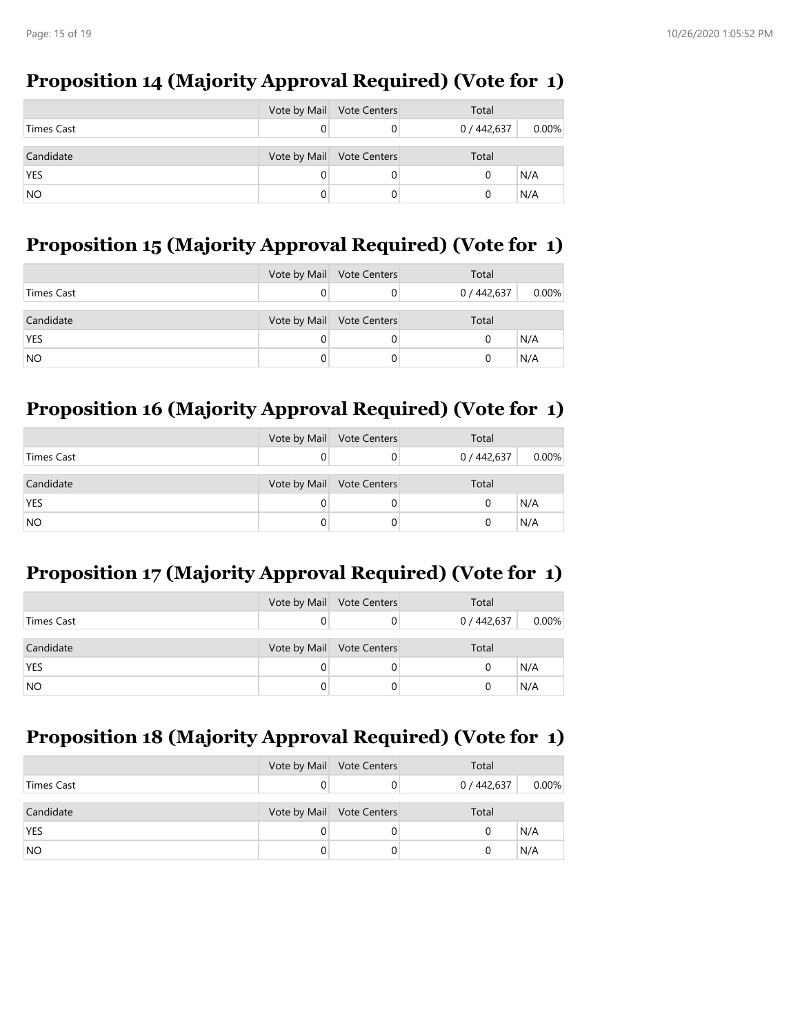## Proposition 14 (Majority Approval Required) (Vote for 1)

| | Vote by Mail | Vote Centers | Total | |
|---|---|---|---|---|
| Times Cast | 0 | 0 | 0 / 442,637 | 0.00% |

| Candidate | Vote by Mail | Vote Centers | Total | |
|---|---|---|---|---|
| YES | 0 | 0 | 0 | N/A |
| NO | 0 | 0 | 0 | N/A |

## Proposition 15 (Majority Approval Required) (Vote for 1)

| | Vote by Mail | Vote Centers | Total | |
|---|---|---|---|---|
| Times Cast | 0 | 0 | 0 / 442,637 | 0.00% |

| Candidate | Vote by Mail | Vote Centers | Total | |
|---|---|---|---|---|
| YES | 0 | 0 | 0 | N/A |
| NO | 0 | 0 | 0 | N/A |

## Proposition 16 (Majority Approval Required) (Vote for 1)

| | Vote by Mail | Vote Centers | Total | |
|---|---|---|---|---|
| Times Cast | 0 | 0 | 0 / 442,637 | 0.00% |

| Candidate | Vote by Mail | Vote Centers | Total | |
|---|---|---|---|---|
| YES | 0 | 0 | 0 | N/A |
| NO | 0 | 0 | 0 | N/A |

## Proposition 17 (Majority Approval Required) (Vote for 1)

| | Vote by Mail | Vote Centers | Total | |
|---|---|---|---|---|
| Times Cast | 0 | 0 | 0 / 442,637 | 0.00% |

| Candidate | Vote by Mail | Vote Centers | Total | |
|---|---|---|---|---|
| YES | 0 | 0 | 0 | N/A |
| NO | 0 | 0 | 0 | N/A |

## Proposition 18 (Majority Approval Required) (Vote for 1)

| | Vote by Mail | Vote Centers | Total | |
|---|---|---|---|---|
| Times Cast | 0 | 0 | 0 / 442,637 | 0.00% |

| Candidate | Vote by Mail | Vote Centers | Total | |
|---|---|---|---|---|
| YES | 0 | 0 | 0 | N/A |
| NO | 0 | 0 | 0 | N/A |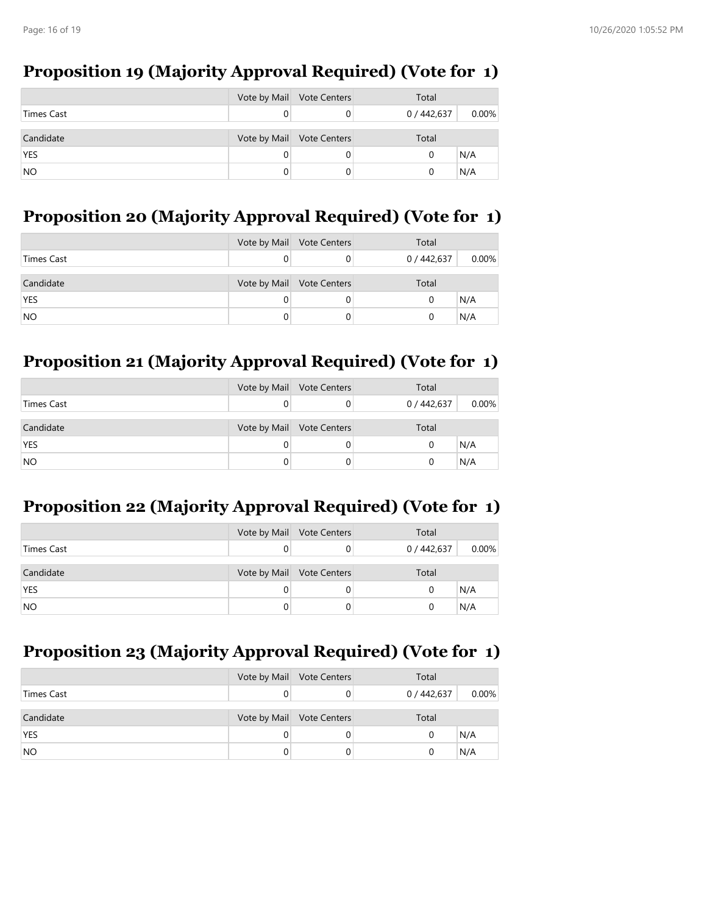## Proposition 19 (Majority Approval Required) (Vote for 1)

| | Vote by Mail | Vote Centers | Total | |
|---|---|---|---|---|
| Times Cast | 0 | 0 | 0 / 442,637 | 0.00% |

| Candidate | Vote by Mail | Vote Centers | Total | |
|---|---|---|---|---|
| YES | 0 | 0 | 0 | N/A |
| NO | 0 | 0 | 0 | N/A |

## Proposition 20 (Majority Approval Required) (Vote for 1)

| | Vote by Mail | Vote Centers | Total | |
|---|---|---|---|---|
| Times Cast | 0 | 0 | 0 / 442,637 | 0.00% |

| Candidate | Vote by Mail | Vote Centers | Total | |
|---|---|---|---|---|
| YES | 0 | 0 | 0 | N/A |
| NO | 0 | 0 | 0 | N/A |

## Proposition 21 (Majority Approval Required) (Vote for 1)

| | Vote by Mail | Vote Centers | Total | |
|---|---|---|---|---|
| Times Cast | 0 | 0 | 0 / 442,637 | 0.00% |

| Candidate | Vote by Mail | Vote Centers | Total | |
|---|---|---|---|---|
| YES | 0 | 0 | 0 | N/A |
| NO | 0 | 0 | 0 | N/A |

## Proposition 22 (Majority Approval Required) (Vote for 1)

| | Vote by Mail | Vote Centers | Total | |
|---|---|---|---|---|
| Times Cast | 0 | 0 | 0 / 442,637 | 0.00% |

| Candidate | Vote by Mail | Vote Centers | Total | |
|---|---|---|---|---|
| YES | 0 | 0 | 0 | N/A |
| NO | 0 | 0 | 0 | N/A |

## Proposition 23 (Majority Approval Required) (Vote for 1)

| | Vote by Mail | Vote Centers | Total | |
|---|---|---|---|---|
| Times Cast | 0 | 0 | 0 / 442,637 | 0.00% |

| Candidate | Vote by Mail | Vote Centers | Total | |
|---|---|---|---|---|
| YES | 0 | 0 | 0 | N/A |
| NO | 0 | 0 | 0 | N/A |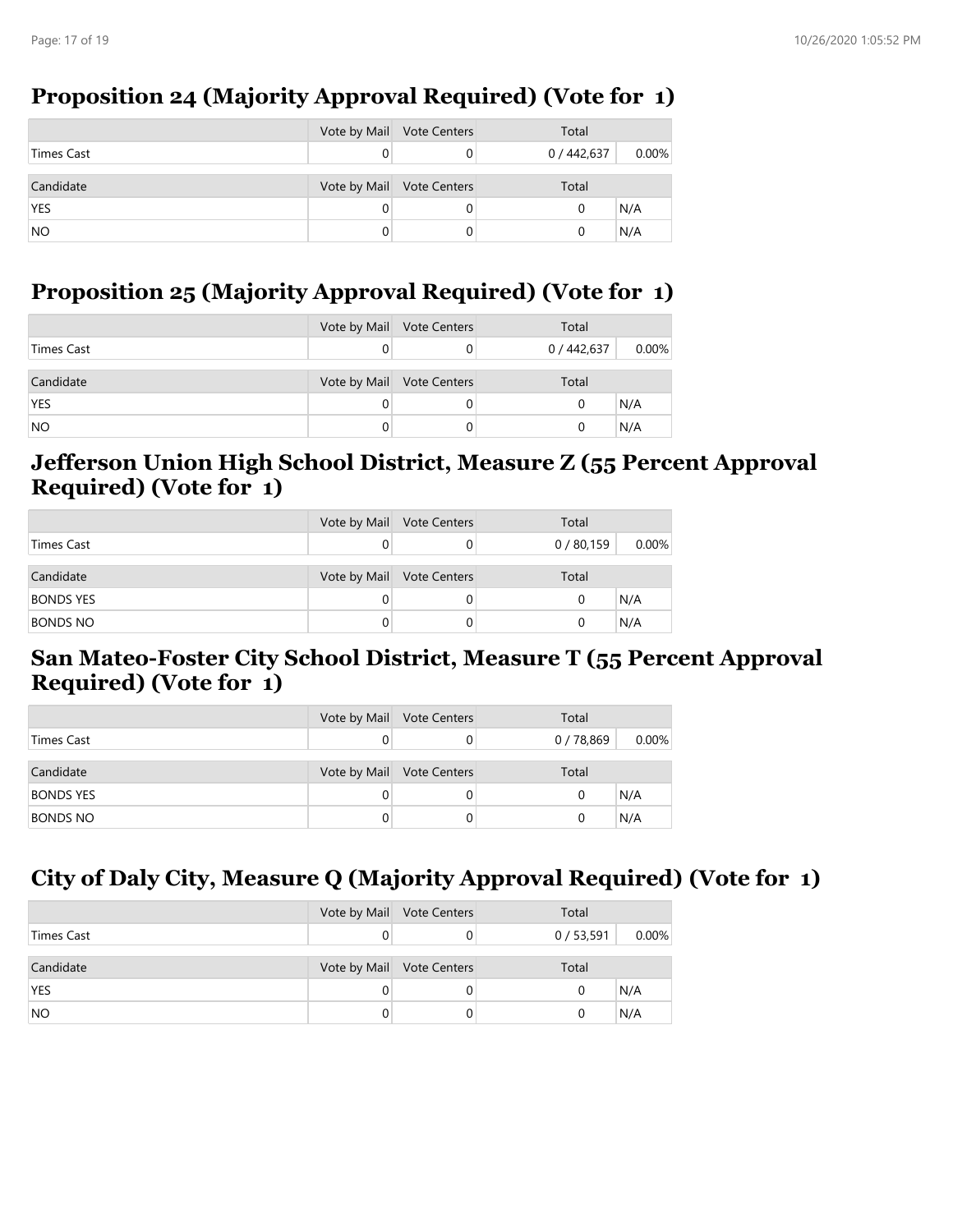## Proposition 24 (Majority Approval Required) (Vote for 1)

| | Vote by Mail | Vote Centers | Total | |
|---|---|---|---|---|
| Times Cast | 0 | 0 | 0 / 442,637 | 0.00% |

| Candidate | Vote by Mail | Vote Centers | Total | |
|---|---|---|---|---|
| YES | 0 | 0 | 0 | N/A |
| NO | 0 | 0 | 0 | N/A |

## Proposition 25 (Majority Approval Required) (Vote for 1)

| | Vote by Mail | Vote Centers | Total | |
|---|---|---|---|---|
| Times Cast | 0 | 0 | 0 / 442,637 | 0.00% |

| Candidate | Vote by Mail | Vote Centers | Total | |
|---|---|---|---|---|
| YES | 0 | 0 | 0 | N/A |
| NO | 0 | 0 | 0 | N/A |

## Jefferson Union High School District, Measure Z (55 Percent Approval Required) (Vote for 1)

| | Vote by Mail | Vote Centers | Total | |
|---|---|---|---|---|
| Times Cast | 0 | 0 | 0 / 80,159 | 0.00% |

| Candidate | Vote by Mail | Vote Centers | Total | |
|---|---|---|---|---|
| BONDS YES | 0 | 0 | 0 | N/A |
| BONDS NO | 0 | 0 | 0 | N/A |

## San Mateo-Foster City School District, Measure T (55 Percent Approval Required) (Vote for 1)

| | Vote by Mail | Vote Centers | Total | |
|---|---|---|---|---|
| Times Cast | 0 | 0 | 0 / 78,869 | 0.00% |

| Candidate | Vote by Mail | Vote Centers | Total | |
|---|---|---|---|---|
| BONDS YES | 0 | 0 | 0 | N/A |
| BONDS NO | 0 | 0 | 0 | N/A |

## City of Daly City, Measure Q (Majority Approval Required) (Vote for 1)

| | Vote by Mail | Vote Centers | Total | |
|---|---|---|---|---|
| Times Cast | 0 | 0 | 0 / 53,591 | 0.00% |

| Candidate | Vote by Mail | Vote Centers | Total | |
|---|---|---|---|---|
| YES | 0 | 0 | 0 | N/A |
| NO | 0 | 0 | 0 | N/A |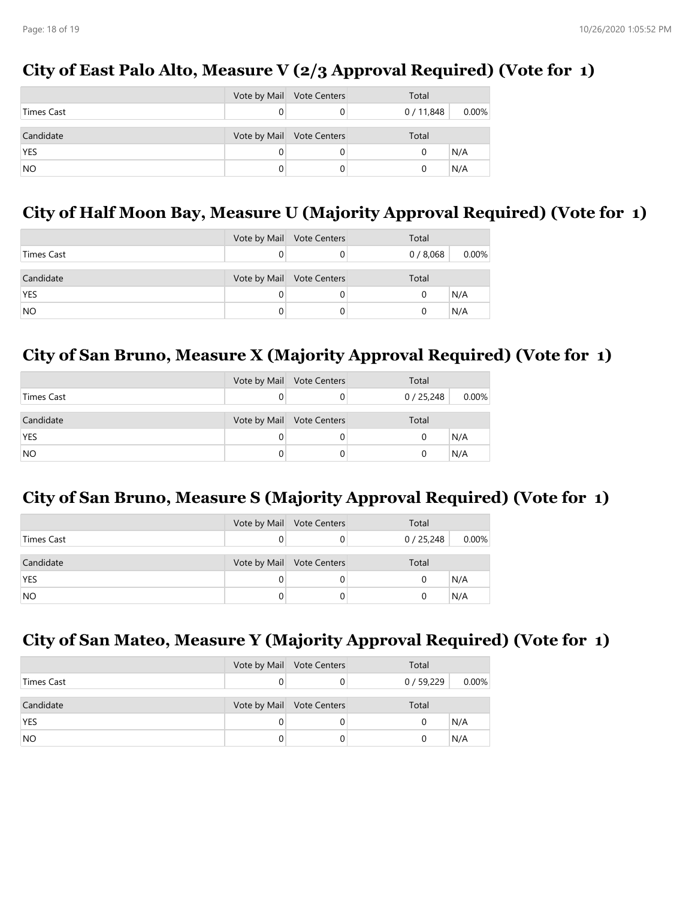## City of East Palo Alto, Measure V (2/3 Approval Required) (Vote for 1)

| | Vote by Mail | Vote Centers | Total | |
|---|---|---|---|---|
| Times Cast | 0 | 0 | 0 / 11,848 | 0.00% |

| Candidate | Vote by Mail | Vote Centers | Total | |
|---|---|---|---|---|
| YES | 0 | 0 | 0 | N/A |
| NO | 0 | 0 | 0 | N/A |

## City of Half Moon Bay, Measure U (Majority Approval Required) (Vote for 1)

| | Vote by Mail | Vote Centers | Total | |
|---|---|---|---|---|
| Times Cast | 0 | 0 | 0 / 8,068 | 0.00% |

| Candidate | Vote by Mail | Vote Centers | Total | |
|---|---|---|---|---|
| YES | 0 | 0 | 0 | N/A |
| NO | 0 | 0 | 0 | N/A |

## City of San Bruno, Measure X (Majority Approval Required) (Vote for 1)

| | Vote by Mail | Vote Centers | Total | |
|---|---|---|---|---|
| Times Cast | 0 | 0 | 0 / 25,248 | 0.00% |

| Candidate | Vote by Mail | Vote Centers | Total | |
|---|---|---|---|---|
| YES | 0 | 0 | 0 | N/A |
| NO | 0 | 0 | 0 | N/A |

## City of San Bruno, Measure S (Majority Approval Required) (Vote for 1)

| | Vote by Mail | Vote Centers | Total | |
|---|---|---|---|---|
| Times Cast | 0 | 0 | 0 / 25,248 | 0.00% |

| Candidate | Vote by Mail | Vote Centers | Total | |
|---|---|---|---|---|
| YES | 0 | 0 | 0 | N/A |
| NO | 0 | 0 | 0 | N/A |

## City of San Mateo, Measure Y (Majority Approval Required) (Vote for 1)

| | Vote by Mail | Vote Centers | Total | |
|---|---|---|---|---|
| Times Cast | 0 | 0 | 0 / 59,229 | 0.00% |

| Candidate | Vote by Mail | Vote Centers | Total | |
|---|---|---|---|---|
| YES | 0 | 0 | 0 | N/A |
| NO | 0 | 0 | 0 | N/A |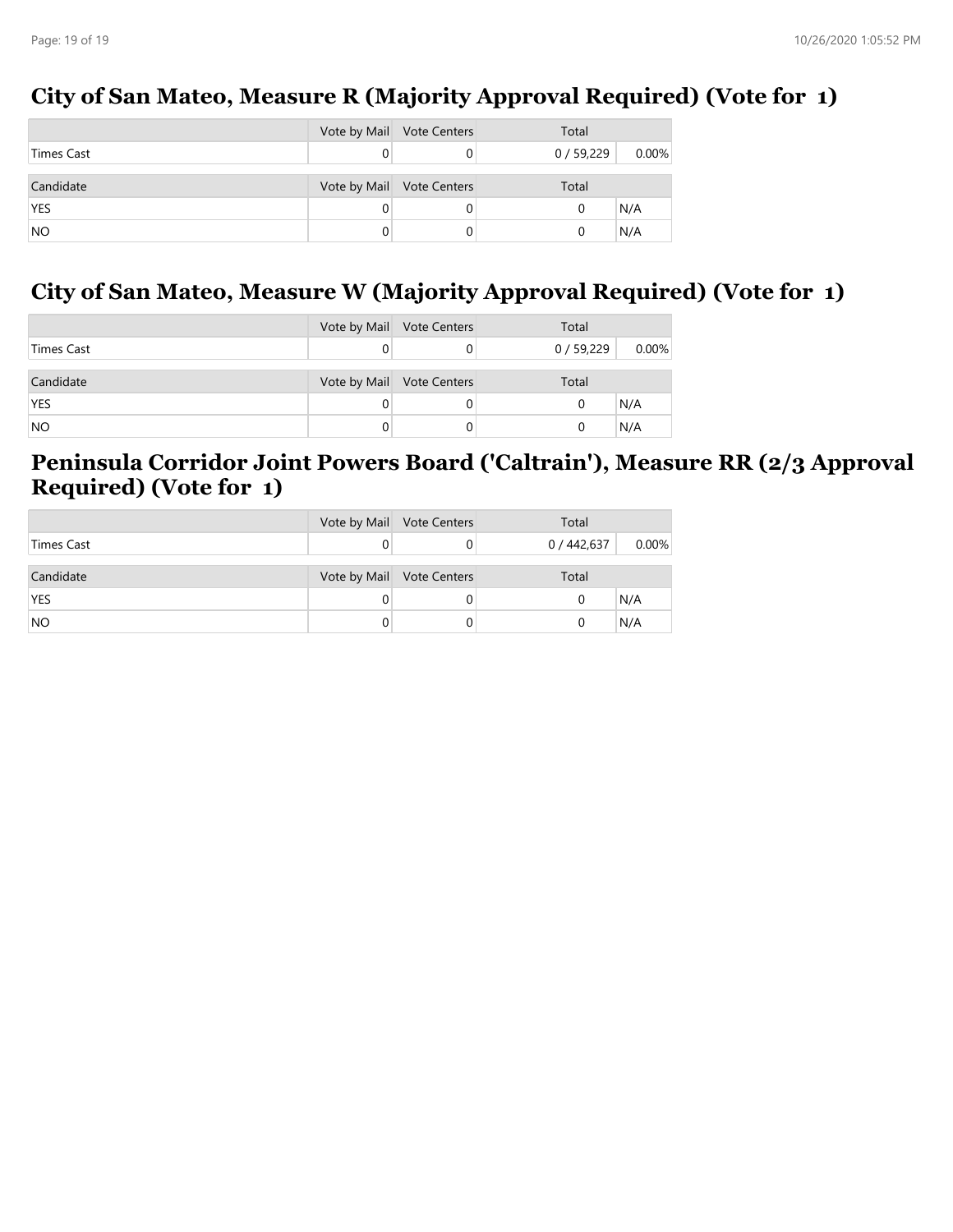## City of San Mateo, Measure R (Majority Approval Required) (Vote for 1)

| | Vote by Mail | Vote Centers | Total | |
|---|---|---|---|---|
| Times Cast | 0 | 0 | 0 / 59,229 | 0.00% |

| Candidate | Vote by Mail | Vote Centers | Total | |
|---|---|---|---|---|
| YES | 0 | 0 | 0 | N/A |
| NO | 0 | 0 | 0 | N/A |

## City of San Mateo, Measure W (Majority Approval Required) (Vote for 1)

| | Vote by Mail | Vote Centers | Total | |
|---|---|---|---|---|
| Times Cast | 0 | 0 | 0 / 59,229 | 0.00% |

| Candidate | Vote by Mail | Vote Centers | Total | |
|---|---|---|---|---|
| YES | 0 | 0 | 0 | N/A |
| NO | 0 | 0 | 0 | N/A |

## Peninsula Corridor Joint Powers Board ('Caltrain'), Measure RR (2/3 Approval Required) (Vote for 1)

| | Vote by Mail | Vote Centers | Total | |
|---|---|---|---|---|
| Times Cast | 0 | 0 | 0 / 442,637 | 0.00% |

| Candidate | Vote by Mail | Vote Centers | Total | |
|---|---|---|---|---|
| YES | 0 | 0 | 0 | N/A |
| NO | 0 | 0 | 0 | N/A |